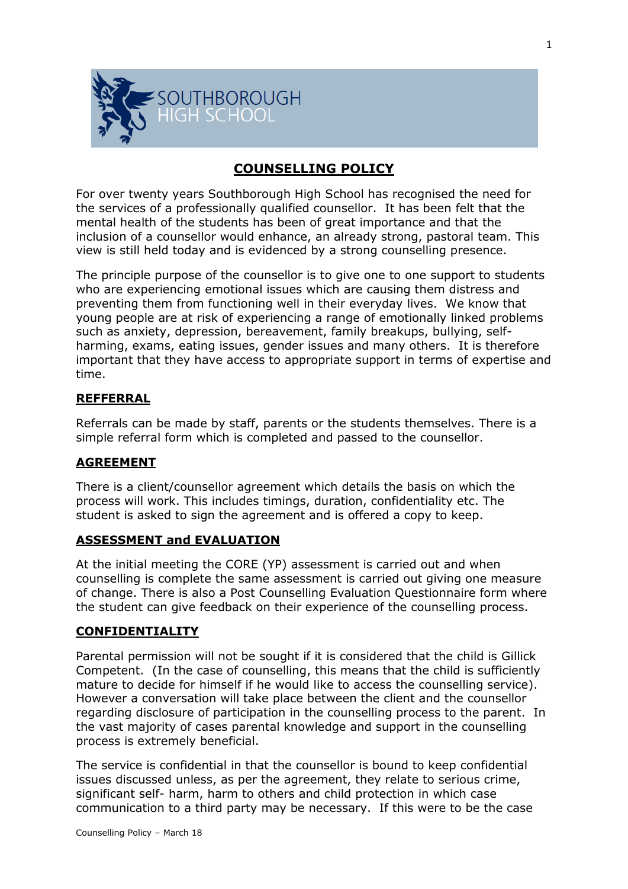SOUTHBOROUGH HIGH SCHOOL

# COUNSELLING POLICY

For over twenty years Southborough High School has recognised the need for the services of a professionally qualified counsellor. It has been felt that the mental health of the students has been of great importance and that the inclusion of a counsellor would enhance, an already strong, pastoral team. This view is still held today and is evidenced by a strong counselling presence.

The principle purpose of the counsellor is to give one to one support to students who are experiencing emotional issues which are causing them distress and preventing them from functioning well in their everyday lives. We know that young people are at risk of experiencing a range of emotionally linked problems such as anxiety, depression, bereavement, family breakups, bullying, self-harming, exams, eating issues, gender issues and many others. It is therefore important that they have access to appropriate support in terms of expertise and time.

## REFFERRAL

Referrals can be made by staff, parents or the students themselves. There is a simple referral form which is completed and passed to the counsellor.

## AGREEMENT

There is a client/counsellor agreement which details the basis on which the process will work. This includes timings, duration, confidentiality etc. The student is asked to sign the agreement and is offered a copy to keep.

## ASSESSMENT and EVALUATION

At the initial meeting the CORE (YP) assessment is carried out and when counselling is complete the same assessment is carried out giving one measure of change. There is also a Post Counselling Evaluation Questionnaire form where the student can give feedback on their experience of the counselling process.

## CONFIDENTIALITY

Parental permission will not be sought if it is considered that the child is Gillick Competent. (In the case of counselling, this means that the child is sufficiently mature to decide for himself if he would like to access the counselling service). However a conversation will take place between the client and the counsellor regarding disclosure of participation in the counselling process to the parent. In the vast majority of cases parental knowledge and support in the counselling process is extremely beneficial.

The service is confidential in that the counsellor is bound to keep confidential issues discussed unless, as per the agreement, they relate to serious crime, significant self- harm, harm to others and child protection in which case communication to a third party may be necessary. If this were to be the case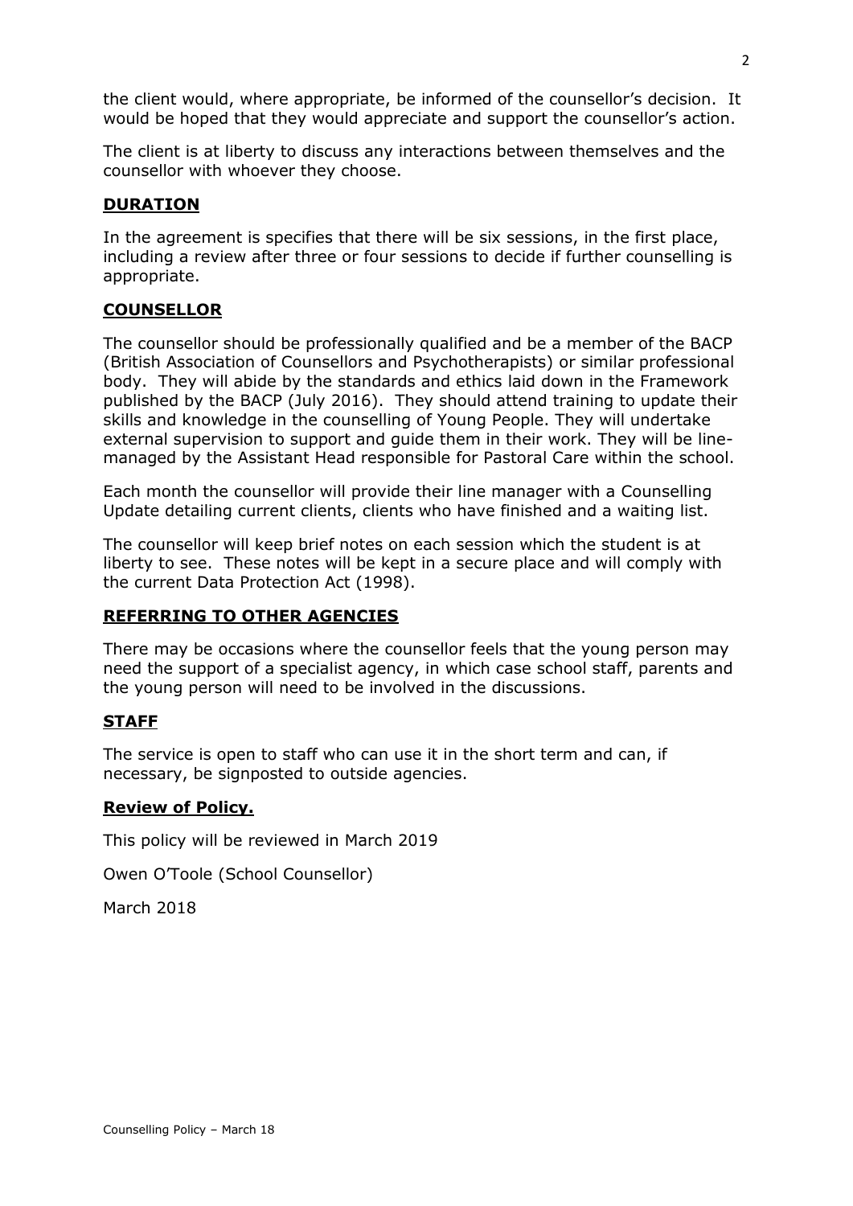the client would, where appropriate, be informed of the counsellor's decision. It would be hoped that they would appreciate and support the counsellor's action.

The client is at liberty to discuss any interactions between themselves and the counsellor with whoever they choose.

## DURATION

In the agreement is specifies that there will be six sessions, in the first place, including a review after three or four sessions to decide if further counselling is appropriate.

## COUNSELLOR

The counsellor should be professionally qualified and be a member of the BACP (British Association of Counsellors and Psychotherapists) or similar professional body. They will abide by the standards and ethics laid down in the Framework published by the BACP (July 2016). They should attend training to update their skills and knowledge in the counselling of Young People. They will undertake external supervision to support and guide them in their work. They will be line-managed by the Assistant Head responsible for Pastoral Care within the school.

Each month the counsellor will provide their line manager with a Counselling Update detailing current clients, clients who have finished and a waiting list.

The counsellor will keep brief notes on each session which the student is at liberty to see. These notes will be kept in a secure place and will comply with the current Data Protection Act (1998).

## REFERRING TO OTHER AGENCIES

There may be occasions where the counsellor feels that the young person may need the support of a specialist agency, in which case school staff, parents and the young person will need to be involved in the discussions.

## STAFF

The service is open to staff who can use it in the short term and can, if necessary, be signposted to outside agencies.

## Review of Policy.

This policy will be reviewed in March 2019

Owen O'Toole (School Counsellor)

March 2018